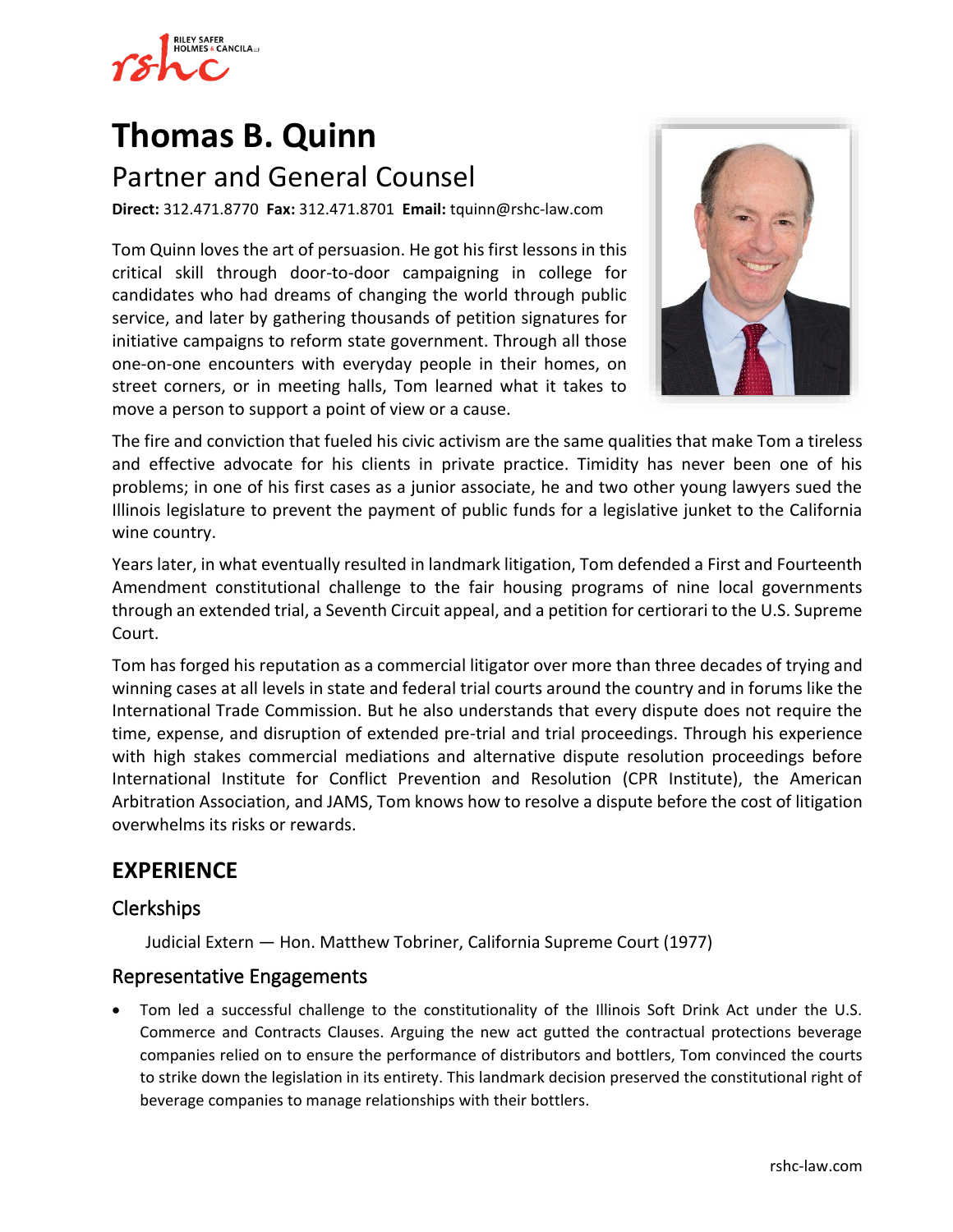# Thomas B. Quinn

## Partner and General Counsel

**Direct:** 312.471.8770 **Fax:** 312.471.8701 **Email:** tquinn@rshc-law.com

Tom Quinn loves the art of persuasion. He got his first lessons in this critical skill through door-to-door campaigning in college for candidates who had dreams of changing the world through public service, and later by gathering thousands of petition signatures for initiative campaigns to reform state government. Through all those one-on-one encounters with everyday people in their homes, on street corners, or in meeting halls, Tom learned what it takes to move a person to support a point of view or a cause.

The fire and conviction that fueled his civic activism are the same qualities that make Tom a tireless and effective advocate for his clients in private practice. Timidity has never been one of his problems; in one of his first cases as a junior associate, he and two other young lawyers sued the Illinois legislature to prevent the payment of public funds for a legislative junket to the California wine country.

Years later, in what eventually resulted in landmark litigation, Tom defended a First and Fourteenth Amendment constitutional challenge to the fair housing programs of nine local governments through an extended trial, a Seventh Circuit appeal, and a petition for certiorari to the U.S. Supreme Court.

Tom has forged his reputation as a commercial litigator over more than three decades of trying and winning cases at all levels in state and federal trial courts around the country and in forums like the International Trade Commission. But he also understands that every dispute does not require the time, expense, and disruption of extended pre-trial and trial proceedings. Through his experience with high stakes commercial mediations and alternative dispute resolution proceedings before International Institute for Conflict Prevention and Resolution (CPR Institute), the American Arbitration Association, and JAMS, Tom knows how to resolve a dispute before the cost of litigation overwhelms its risks or rewards.

## EXPERIENCE

### Clerkships

Judicial Extern — Hon. Matthew Tobriner, California Supreme Court (1977)

### Representative Engagements

- Tom led a successful challenge to the constitutionality of the Illinois Soft Drink Act under the U.S. Commerce and Contracts Clauses. Arguing the new act gutted the contractual protections beverage companies relied on to ensure the performance of distributors and bottlers, Tom convinced the courts to strike down the legislation in its entirety. This landmark decision preserved the constitutional right of beverage companies to manage relationships with their bottlers.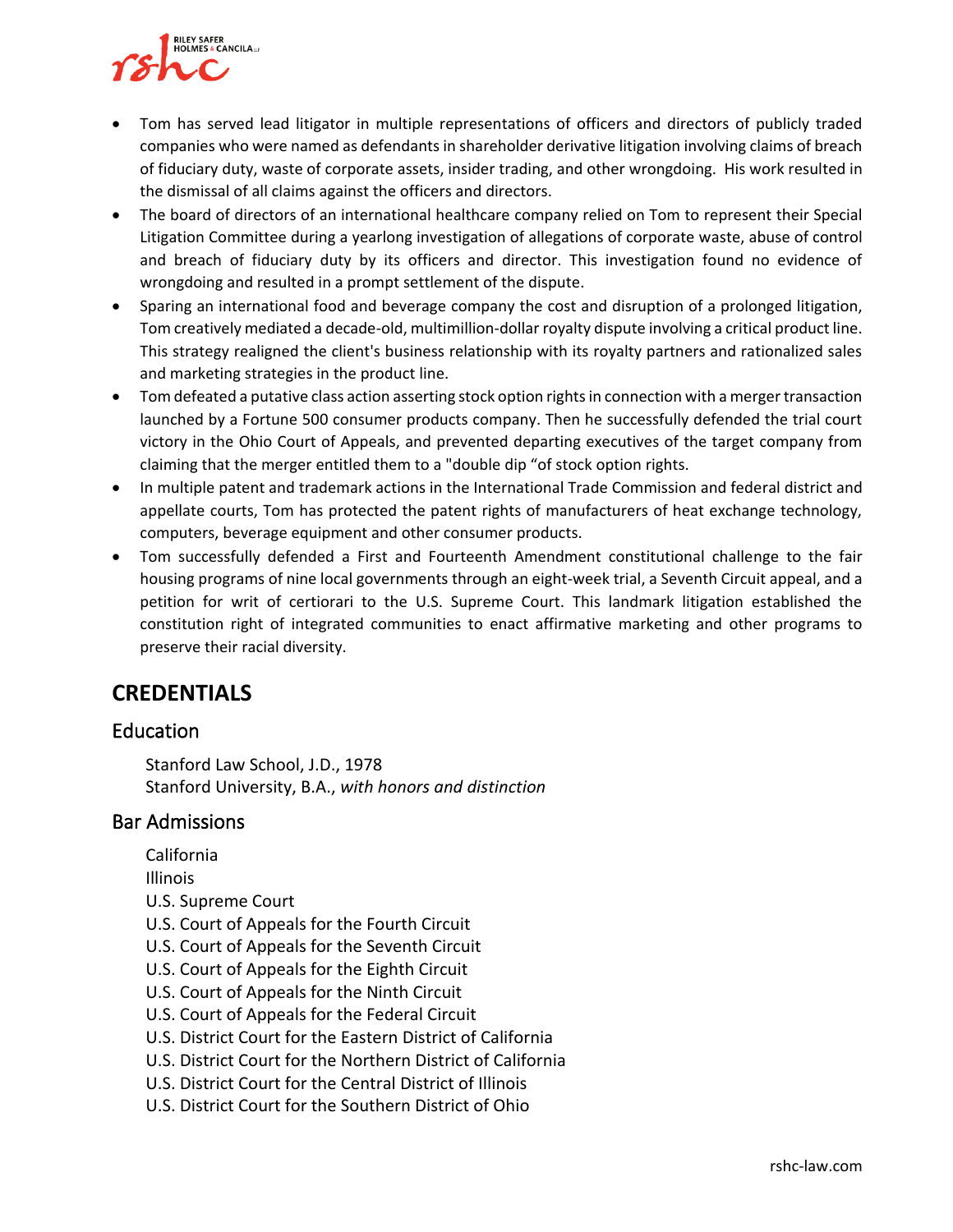- Tom has served lead litigator in multiple representations of officers and directors of publicly traded companies who were named as defendants in shareholder derivative litigation involving claims of breach of fiduciary duty, waste of corporate assets, insider trading, and other wrongdoing. His work resulted in the dismissal of all claims against the officers and directors.
- The board of directors of an international healthcare company relied on Tom to represent their Special Litigation Committee during a yearlong investigation of allegations of corporate waste, abuse of control and breach of fiduciary duty by its officers and director. This investigation found no evidence of wrongdoing and resulted in a prompt settlement of the dispute.
- Sparing an international food and beverage company the cost and disruption of a prolonged litigation, Tom creatively mediated a decade-old, multimillion-dollar royalty dispute involving a critical product line. This strategy realigned the client's business relationship with its royalty partners and rationalized sales and marketing strategies in the product line.
- Tom defeated a putative class action asserting stock option rights in connection with a merger transaction launched by a Fortune 500 consumer products company. Then he successfully defended the trial court victory in the Ohio Court of Appeals, and prevented departing executives of the target company from claiming that the merger entitled them to a "double dip "of stock option rights.
- In multiple patent and trademark actions in the International Trade Commission and federal district and appellate courts, Tom has protected the patent rights of manufacturers of heat exchange technology, computers, beverage equipment and other consumer products.
- Tom successfully defended a First and Fourteenth Amendment constitutional challenge to the fair housing programs of nine local governments through an eight-week trial, a Seventh Circuit appeal, and a petition for writ of certiorari to the U.S. Supreme Court. This landmark litigation established the constitution right of integrated communities to enact affirmative marketing and other programs to preserve their racial diversity.

## CREDENTIALS

### Education

Stanford Law School, J.D., 1978
Stanford University, B.A., *with honors and distinction*

### Bar Admissions

California
Illinois
U.S. Supreme Court
U.S. Court of Appeals for the Fourth Circuit
U.S. Court of Appeals for the Seventh Circuit
U.S. Court of Appeals for the Eighth Circuit
U.S. Court of Appeals for the Ninth Circuit
U.S. Court of Appeals for the Federal Circuit
U.S. District Court for the Eastern District of California
U.S. District Court for the Northern District of California
U.S. District Court for the Central District of Illinois
U.S. District Court for the Southern District of Ohio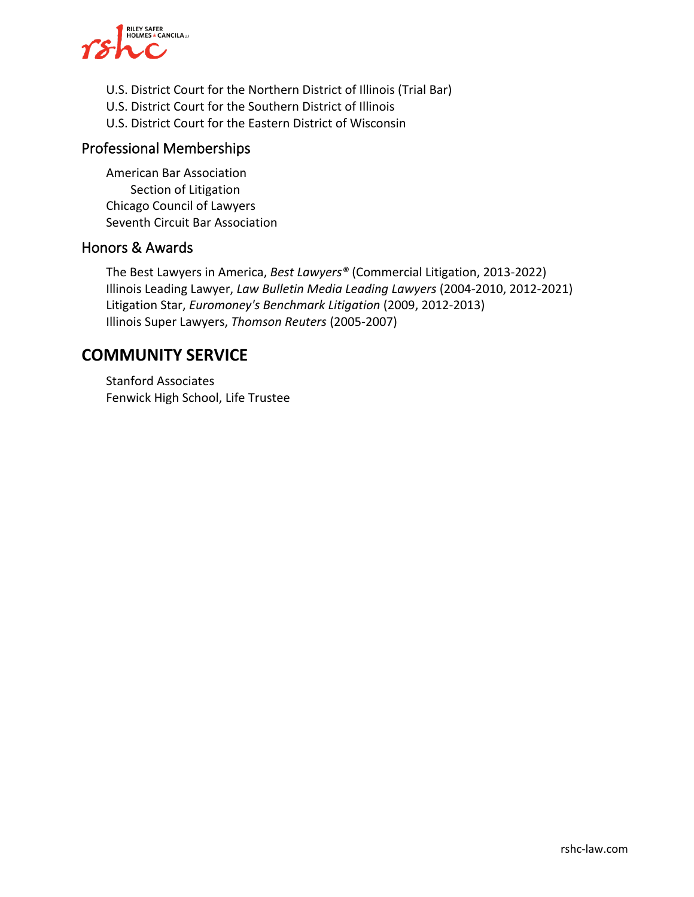U.S. District Court for the Northern District of Illinois (Trial Bar)
U.S. District Court for the Southern District of Illinois
U.S. District Court for the Eastern District of Wisconsin

### Professional Memberships

American Bar Association
    Section of Litigation
Chicago Council of Lawyers
Seventh Circuit Bar Association

### Honors & Awards

The Best Lawyers in America, *Best Lawyers®* (Commercial Litigation, 2013-2022)
Illinois Leading Lawyer, *Law Bulletin Media Leading Lawyers* (2004-2010, 2012-2021)
Litigation Star, *Euromoney's Benchmark Litigation* (2009, 2012-2013)
Illinois Super Lawyers, *Thomson Reuters* (2005-2007)

## COMMUNITY SERVICE

Stanford Associates
Fenwick High School, Life Trustee